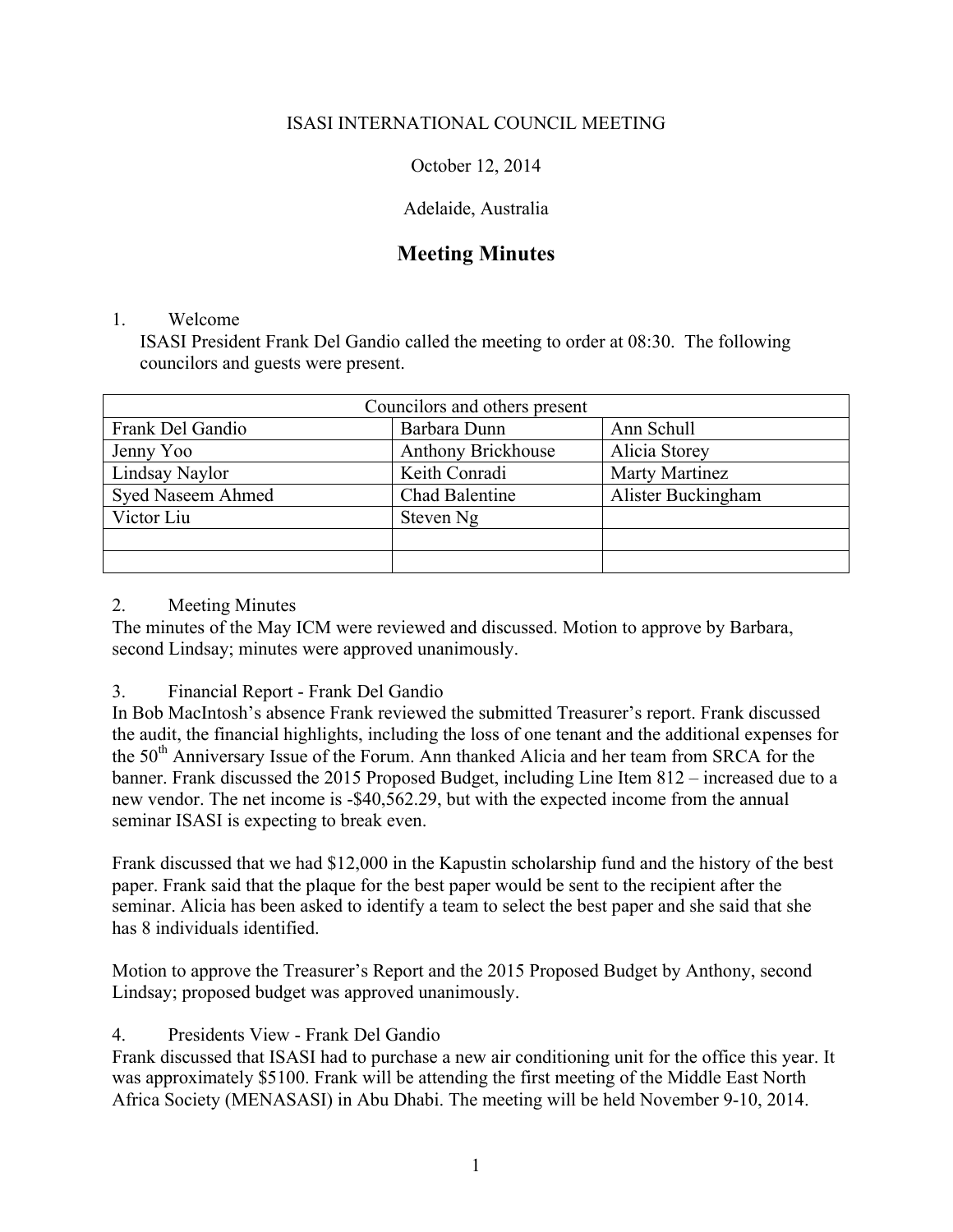ISASI INTERNATIONAL COUNCIL MEETING

October 12, 2014

Adelaide, Australia

# Meeting Minutes

1. Welcome
   ISASI President Frank Del Gandio called the meeting to order at 08:30. The following councilors and guests were present.

| Councilors and others present | | |
|---|---|---|
| Frank Del Gandio | Barbara Dunn | Ann Schull |
| Jenny Yoo | Anthony Brickhouse | Alicia Storey |
| Lindsay Naylor | Keith Conradi | Marty Martinez |
| Syed Naseem Ahmed | Chad Balentine | Alister Buckingham |
| Victor Liu | Steven Ng | |
| | | |
| | | |

2. Meeting Minutes

The minutes of the May ICM were reviewed and discussed. Motion to approve by Barbara, second Lindsay; minutes were approved unanimously.

3. Financial Report - Frank Del Gandio

In Bob MacIntosh's absence Frank reviewed the submitted Treasurer's report. Frank discussed the audit, the financial highlights, including the loss of one tenant and the additional expenses for the 50th Anniversary Issue of the Forum. Ann thanked Alicia and her team from SRCA for the banner. Frank discussed the 2015 Proposed Budget, including Line Item 812 – increased due to a new vendor. The net income is -$40,562.29, but with the expected income from the annual seminar ISASI is expecting to break even.

Frank discussed that we had $12,000 in the Kapustin scholarship fund and the history of the best paper. Frank said that the plaque for the best paper would be sent to the recipient after the seminar. Alicia has been asked to identify a team to select the best paper and she said that she has 8 individuals identified.

Motion to approve the Treasurer's Report and the 2015 Proposed Budget by Anthony, second Lindsay; proposed budget was approved unanimously.

4. Presidents View - Frank Del Gandio

Frank discussed that ISASI had to purchase a new air conditioning unit for the office this year. It was approximately $5100. Frank will be attending the first meeting of the Middle East North Africa Society (MENASASI) in Abu Dhabi. The meeting will be held November 9-10, 2014.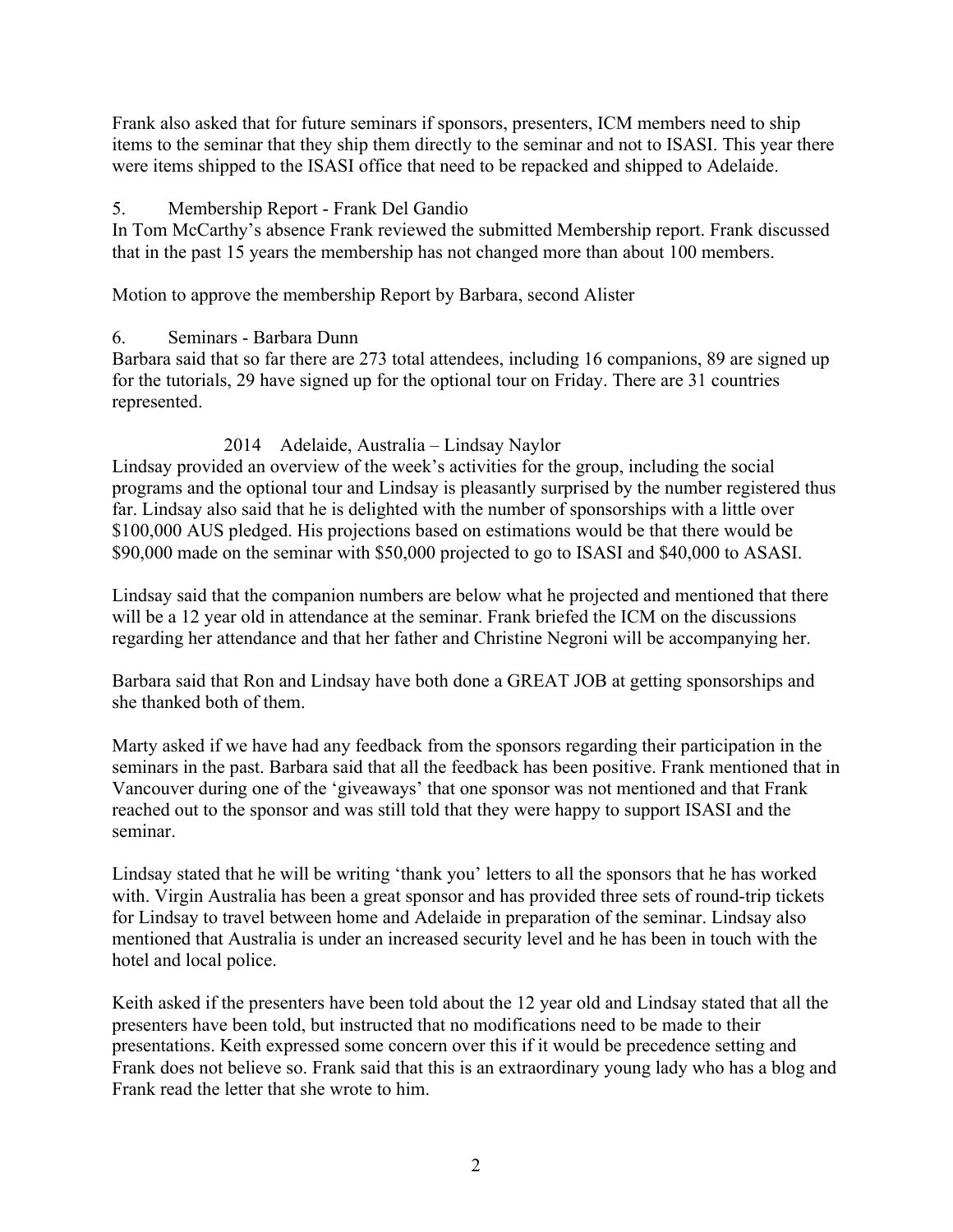Frank also asked that for future seminars if sponsors, presenters, ICM members need to ship items to the seminar that they ship them directly to the seminar and not to ISASI. This year there were items shipped to the ISASI office that need to be repacked and shipped to Adelaide.

5. Membership Report - Frank Del Gandio

In Tom McCarthy's absence Frank reviewed the submitted Membership report. Frank discussed that in the past 15 years the membership has not changed more than about 100 members.

Motion to approve the membership Report by Barbara, second Alister

6. Seminars - Barbara Dunn

Barbara said that so far there are 273 total attendees, including 16 companions, 89 are signed up for the tutorials, 29 have signed up for the optional tour on Friday. There are 31 countries represented.

2014 Adelaide, Australia – Lindsay Naylor

Lindsay provided an overview of the week's activities for the group, including the social programs and the optional tour and Lindsay is pleasantly surprised by the number registered thus far. Lindsay also said that he is delighted with the number of sponsorships with a little over $100,000 AUS pledged. His projections based on estimations would be that there would be $90,000 made on the seminar with $50,000 projected to go to ISASI and $40,000 to ASASI.

Lindsay said that the companion numbers are below what he projected and mentioned that there will be a 12 year old in attendance at the seminar. Frank briefed the ICM on the discussions regarding her attendance and that her father and Christine Negroni will be accompanying her.

Barbara said that Ron and Lindsay have both done a GREAT JOB at getting sponsorships and she thanked both of them.

Marty asked if we have had any feedback from the sponsors regarding their participation in the seminars in the past. Barbara said that all the feedback has been positive. Frank mentioned that in Vancouver during one of the 'giveaways' that one sponsor was not mentioned and that Frank reached out to the sponsor and was still told that they were happy to support ISASI and the seminar.

Lindsay stated that he will be writing 'thank you' letters to all the sponsors that he has worked with. Virgin Australia has been a great sponsor and has provided three sets of round-trip tickets for Lindsay to travel between home and Adelaide in preparation of the seminar. Lindsay also mentioned that Australia is under an increased security level and he has been in touch with the hotel and local police.

Keith asked if the presenters have been told about the 12 year old and Lindsay stated that all the presenters have been told, but instructed that no modifications need to be made to their presentations. Keith expressed some concern over this if it would be precedence setting and Frank does not believe so. Frank said that this is an extraordinary young lady who has a blog and Frank read the letter that she wrote to him.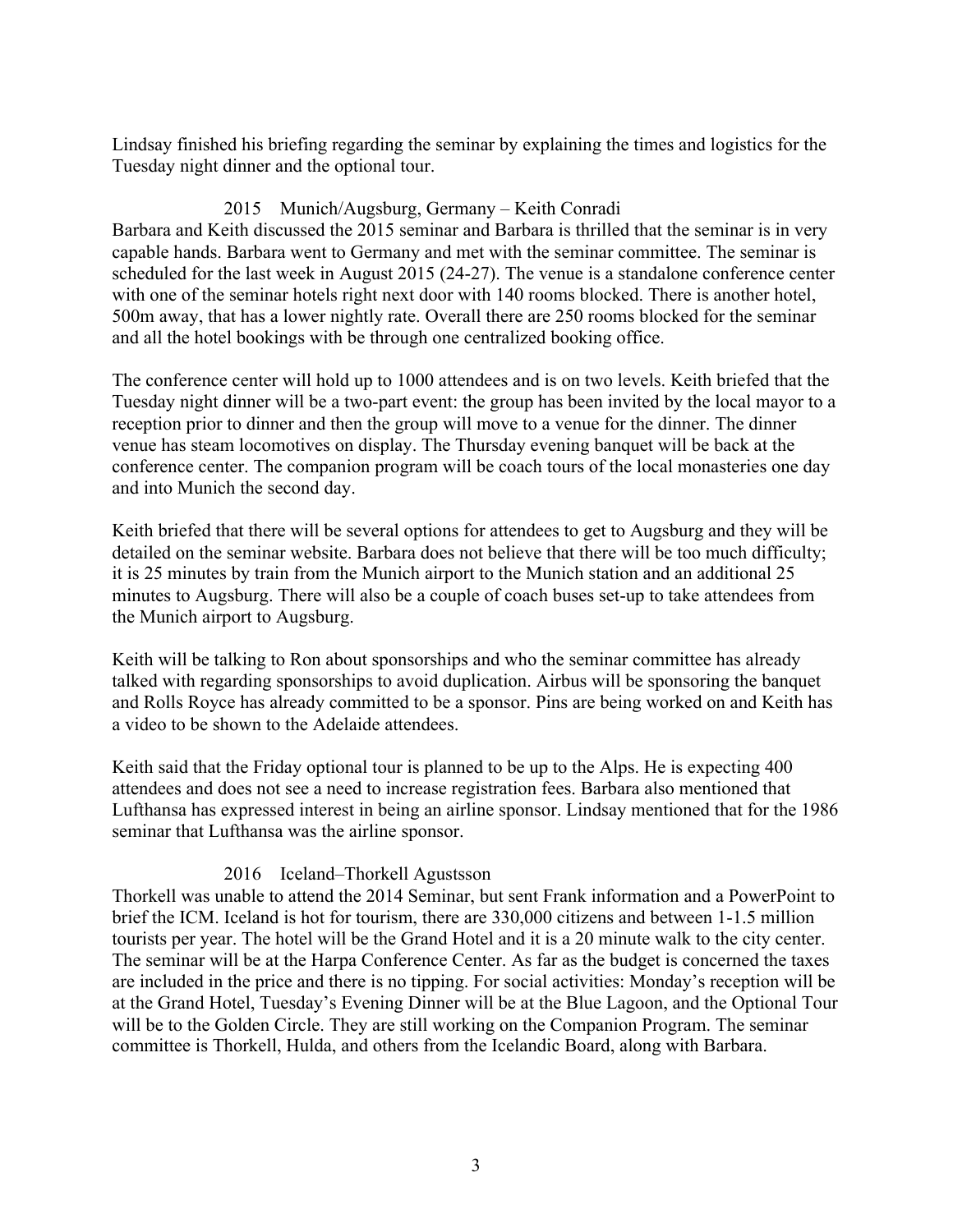Lindsay finished his briefing regarding the seminar by explaining the times and logistics for the Tuesday night dinner and the optional tour.

### 2015 Munich/Augsburg, Germany – Keith Conradi

Barbara and Keith discussed the 2015 seminar and Barbara is thrilled that the seminar is in very capable hands. Barbara went to Germany and met with the seminar committee. The seminar is scheduled for the last week in August 2015 (24-27). The venue is a standalone conference center with one of the seminar hotels right next door with 140 rooms blocked. There is another hotel, 500m away, that has a lower nightly rate. Overall there are 250 rooms blocked for the seminar and all the hotel bookings with be through one centralized booking office.

The conference center will hold up to 1000 attendees and is on two levels. Keith briefed that the Tuesday night dinner will be a two-part event: the group has been invited by the local mayor to a reception prior to dinner and then the group will move to a venue for the dinner. The dinner venue has steam locomotives on display. The Thursday evening banquet will be back at the conference center. The companion program will be coach tours of the local monasteries one day and into Munich the second day.

Keith briefed that there will be several options for attendees to get to Augsburg and they will be detailed on the seminar website. Barbara does not believe that there will be too much difficulty; it is 25 minutes by train from the Munich airport to the Munich station and an additional 25 minutes to Augsburg. There will also be a couple of coach buses set-up to take attendees from the Munich airport to Augsburg.

Keith will be talking to Ron about sponsorships and who the seminar committee has already talked with regarding sponsorships to avoid duplication. Airbus will be sponsoring the banquet and Rolls Royce has already committed to be a sponsor. Pins are being worked on and Keith has a video to be shown to the Adelaide attendees.

Keith said that the Friday optional tour is planned to be up to the Alps. He is expecting 400 attendees and does not see a need to increase registration fees. Barbara also mentioned that Lufthansa has expressed interest in being an airline sponsor. Lindsay mentioned that for the 1986 seminar that Lufthansa was the airline sponsor.

### 2016 Iceland–Thorkell Agustsson

Thorkell was unable to attend the 2014 Seminar, but sent Frank information and a PowerPoint to brief the ICM. Iceland is hot for tourism, there are 330,000 citizens and between 1-1.5 million tourists per year. The hotel will be the Grand Hotel and it is a 20 minute walk to the city center. The seminar will be at the Harpa Conference Center. As far as the budget is concerned the taxes are included in the price and there is no tipping. For social activities: Monday's reception will be at the Grand Hotel, Tuesday's Evening Dinner will be at the Blue Lagoon, and the Optional Tour will be to the Golden Circle. They are still working on the Companion Program. The seminar committee is Thorkell, Hulda, and others from the Icelandic Board, along with Barbara.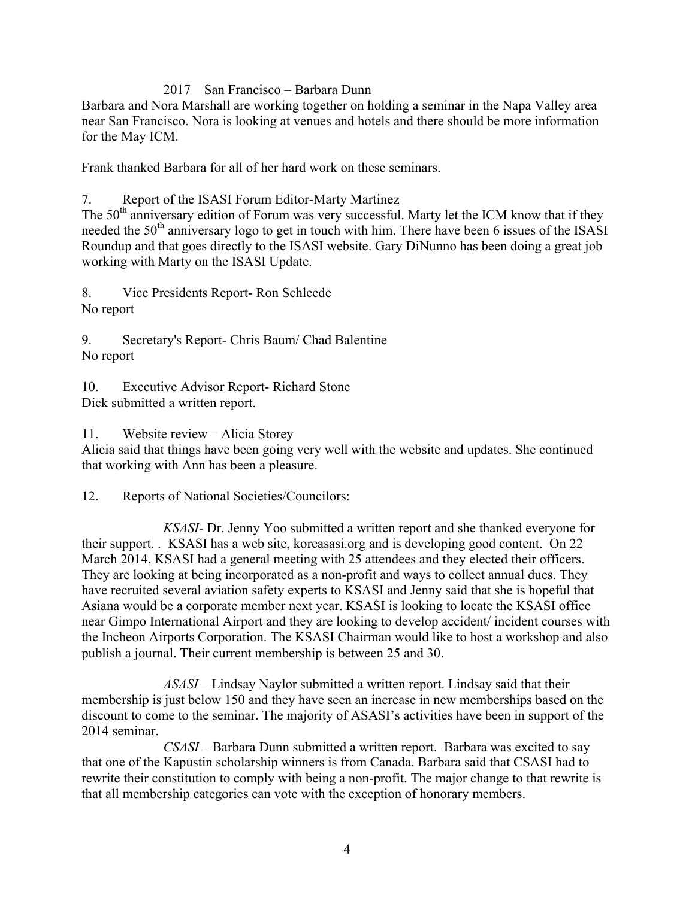2017 San Francisco – Barbara Dunn

Barbara and Nora Marshall are working together on holding a seminar in the Napa Valley area near San Francisco. Nora is looking at venues and hotels and there should be more information for the May ICM.

Frank thanked Barbara for all of her hard work on these seminars.

7. Report of the ISASI Forum Editor-Marty Martinez

The 50th anniversary edition of Forum was very successful. Marty let the ICM know that if they needed the 50th anniversary logo to get in touch with him. There have been 6 issues of the ISASI Roundup and that goes directly to the ISASI website. Gary DiNunno has been doing a great job working with Marty on the ISASI Update.

8. Vice Presidents Report- Ron Schleede

No report

9. Secretary's Report- Chris Baum/ Chad Balentine

No report

10. Executive Advisor Report- Richard Stone

Dick submitted a written report.

11. Website review – Alicia Storey

Alicia said that things have been going very well with the website and updates. She continued that working with Ann has been a pleasure.

12. Reports of National Societies/Councilors:

*KSASI*- Dr. Jenny Yoo submitted a written report and she thanked everyone for their support. . KSASI has a web site, koreasasi.org and is developing good content. On 22 March 2014, KSASI had a general meeting with 25 attendees and they elected their officers. They are looking at being incorporated as a non-profit and ways to collect annual dues. They have recruited several aviation safety experts to KSASI and Jenny said that she is hopeful that Asiana would be a corporate member next year. KSASI is looking to locate the KSASI office near Gimpo International Airport and they are looking to develop accident/ incident courses with the Incheon Airports Corporation. The KSASI Chairman would like to host a workshop and also publish a journal. Their current membership is between 25 and 30.

*ASASI* – Lindsay Naylor submitted a written report. Lindsay said that their membership is just below 150 and they have seen an increase in new memberships based on the discount to come to the seminar. The majority of ASASI's activities have been in support of the 2014 seminar.

*CSASI* – Barbara Dunn submitted a written report. Barbara was excited to say that one of the Kapustin scholarship winners is from Canada. Barbara said that CSASI had to rewrite their constitution to comply with being a non-profit. The major change to that rewrite is that all membership categories can vote with the exception of honorary members.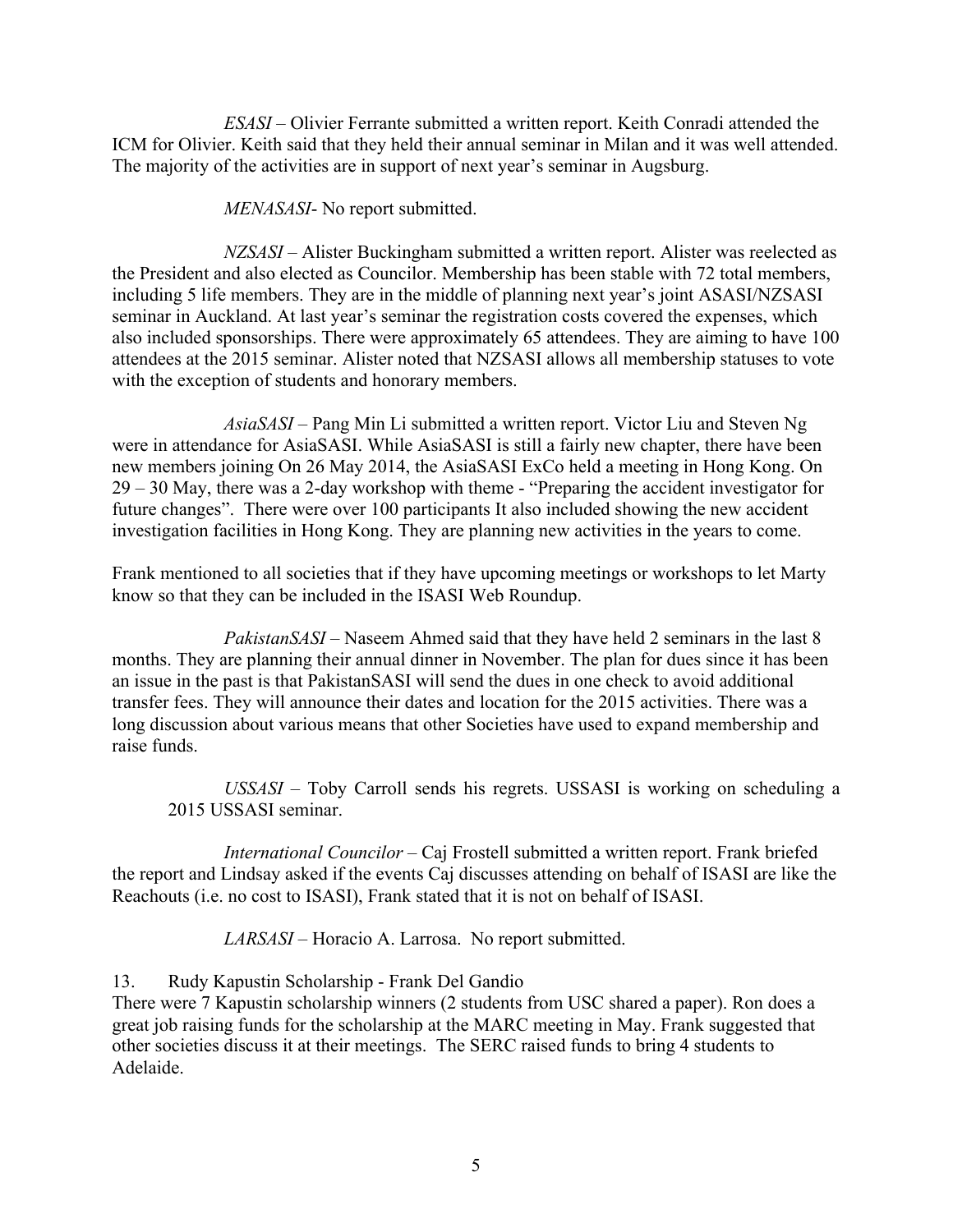*ESASI* – Olivier Ferrante submitted a written report. Keith Conradi attended the ICM for Olivier. Keith said that they held their annual seminar in Milan and it was well attended. The majority of the activities are in support of next year's seminar in Augsburg.

*MENASASI*- No report submitted.

*NZSASI* – Alister Buckingham submitted a written report. Alister was reelected as the President and also elected as Councilor. Membership has been stable with 72 total members, including 5 life members. They are in the middle of planning next year's joint ASASI/NZSASI seminar in Auckland. At last year's seminar the registration costs covered the expenses, which also included sponsorships. There were approximately 65 attendees. They are aiming to have 100 attendees at the 2015 seminar. Alister noted that NZSASI allows all membership statuses to vote with the exception of students and honorary members.

*AsiaSASI* – Pang Min Li submitted a written report. Victor Liu and Steven Ng were in attendance for AsiaSASI. While AsiaSASI is still a fairly new chapter, there have been new members joining On 26 May 2014, the AsiaSASI ExCo held a meeting in Hong Kong. On 29 – 30 May, there was a 2-day workshop with theme - "Preparing the accident investigator for future changes". There were over 100 participants It also included showing the new accident investigation facilities in Hong Kong. They are planning new activities in the years to come.

Frank mentioned to all societies that if they have upcoming meetings or workshops to let Marty know so that they can be included in the ISASI Web Roundup.

*PakistanSASI* – Naseem Ahmed said that they have held 2 seminars in the last 8 months. They are planning their annual dinner in November. The plan for dues since it has been an issue in the past is that PakistanSASI will send the dues in one check to avoid additional transfer fees. They will announce their dates and location for the 2015 activities. There was a long discussion about various means that other Societies have used to expand membership and raise funds.

*USSASI* – Toby Carroll sends his regrets. USSASI is working on scheduling a 2015 USSASI seminar.

*International Councilor* – Caj Frostell submitted a written report. Frank briefed the report and Lindsay asked if the events Caj discusses attending on behalf of ISASI are like the Reachouts (i.e. no cost to ISASI), Frank stated that it is not on behalf of ISASI.

*LARSASI* – Horacio A. Larrosa. No report submitted.

13. Rudy Kapustin Scholarship - Frank Del Gandio

There were 7 Kapustin scholarship winners (2 students from USC shared a paper). Ron does a great job raising funds for the scholarship at the MARC meeting in May. Frank suggested that other societies discuss it at their meetings. The SERC raised funds to bring 4 students to Adelaide.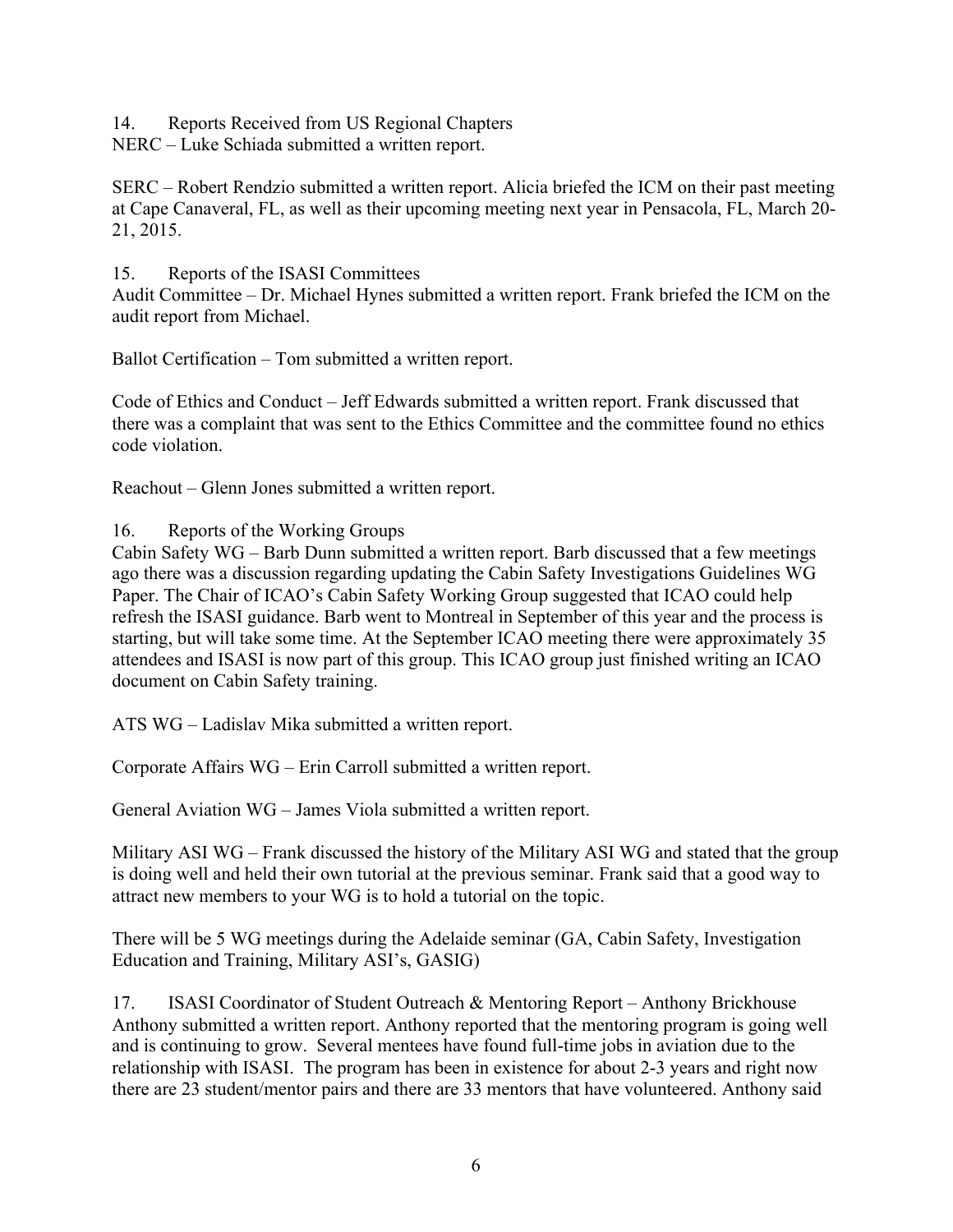14. Reports Received from US Regional Chapters

NERC – Luke Schiada submitted a written report.

SERC – Robert Rendzio submitted a written report. Alicia briefed the ICM on their past meeting at Cape Canaveral, FL, as well as their upcoming meeting next year in Pensacola, FL, March 20-21, 2015.

15. Reports of the ISASI Committees

Audit Committee – Dr. Michael Hynes submitted a written report. Frank briefed the ICM on the audit report from Michael.

Ballot Certification – Tom submitted a written report.

Code of Ethics and Conduct – Jeff Edwards submitted a written report. Frank discussed that there was a complaint that was sent to the Ethics Committee and the committee found no ethics code violation.

Reachout – Glenn Jones submitted a written report.

16. Reports of the Working Groups

Cabin Safety WG – Barb Dunn submitted a written report. Barb discussed that a few meetings ago there was a discussion regarding updating the Cabin Safety Investigations Guidelines WG Paper. The Chair of ICAO's Cabin Safety Working Group suggested that ICAO could help refresh the ISASI guidance. Barb went to Montreal in September of this year and the process is starting, but will take some time. At the September ICAO meeting there were approximately 35 attendees and ISASI is now part of this group. This ICAO group just finished writing an ICAO document on Cabin Safety training.

ATS WG – Ladislav Mika submitted a written report.

Corporate Affairs WG – Erin Carroll submitted a written report.

General Aviation WG – James Viola submitted a written report.

Military ASI WG – Frank discussed the history of the Military ASI WG and stated that the group is doing well and held their own tutorial at the previous seminar. Frank said that a good way to attract new members to your WG is to hold a tutorial on the topic.

There will be 5 WG meetings during the Adelaide seminar (GA, Cabin Safety, Investigation Education and Training, Military ASI's, GASIG)

17. ISASI Coordinator of Student Outreach & Mentoring Report – Anthony Brickhouse

Anthony submitted a written report. Anthony reported that the mentoring program is going well and is continuing to grow. Several mentees have found full-time jobs in aviation due to the relationship with ISASI. The program has been in existence for about 2-3 years and right now there are 23 student/mentor pairs and there are 33 mentors that have volunteered. Anthony said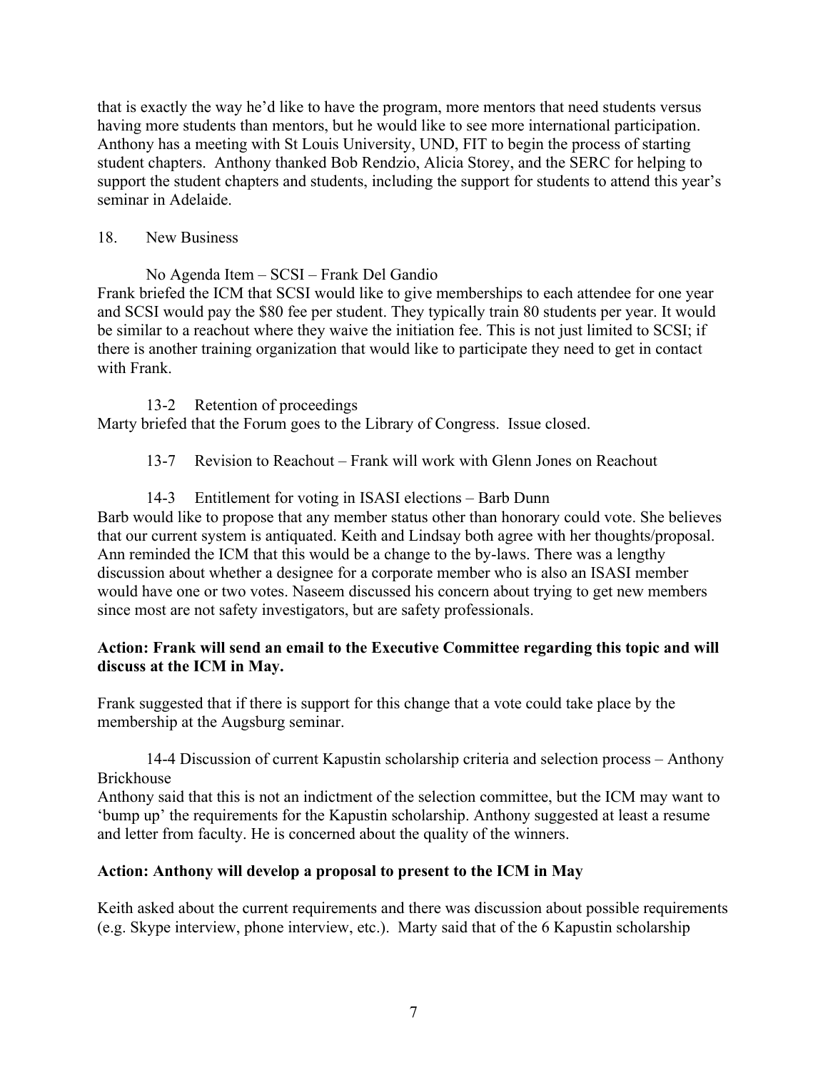that is exactly the way he'd like to have the program, more mentors that need students versus having more students than mentors, but he would like to see more international participation. Anthony has a meeting with St Louis University, UND, FIT to begin the process of starting student chapters. Anthony thanked Bob Rendzio, Alicia Storey, and the SERC for helping to support the student chapters and students, including the support for students to attend this year's seminar in Adelaide.

18. New Business

No Agenda Item – SCSI – Frank Del Gandio

Frank briefed the ICM that SCSI would like to give memberships to each attendee for one year and SCSI would pay the $80 fee per student. They typically train 80 students per year. It would be similar to a reachout where they waive the initiation fee. This is not just limited to SCSI; if there is another training organization that would like to participate they need to get in contact with Frank.

13-2 Retention of proceedings

Marty briefed that the Forum goes to the Library of Congress. Issue closed.

13-7 Revision to Reachout – Frank will work with Glenn Jones on Reachout

14-3 Entitlement for voting in ISASI elections – Barb Dunn

Barb would like to propose that any member status other than honorary could vote. She believes that our current system is antiquated. Keith and Lindsay both agree with her thoughts/proposal. Ann reminded the ICM that this would be a change to the by-laws. There was a lengthy discussion about whether a designee for a corporate member who is also an ISASI member would have one or two votes. Naseem discussed his concern about trying to get new members since most are not safety investigators, but are safety professionals.

**Action: Frank will send an email to the Executive Committee regarding this topic and will discuss at the ICM in May.**

Frank suggested that if there is support for this change that a vote could take place by the membership at the Augsburg seminar.

14-4 Discussion of current Kapustin scholarship criteria and selection process – Anthony Brickhouse

Anthony said that this is not an indictment of the selection committee, but the ICM may want to 'bump up' the requirements for the Kapustin scholarship. Anthony suggested at least a resume and letter from faculty. He is concerned about the quality of the winners.

**Action: Anthony will develop a proposal to present to the ICM in May**

Keith asked about the current requirements and there was discussion about possible requirements (e.g. Skype interview, phone interview, etc.). Marty said that of the 6 Kapustin scholarship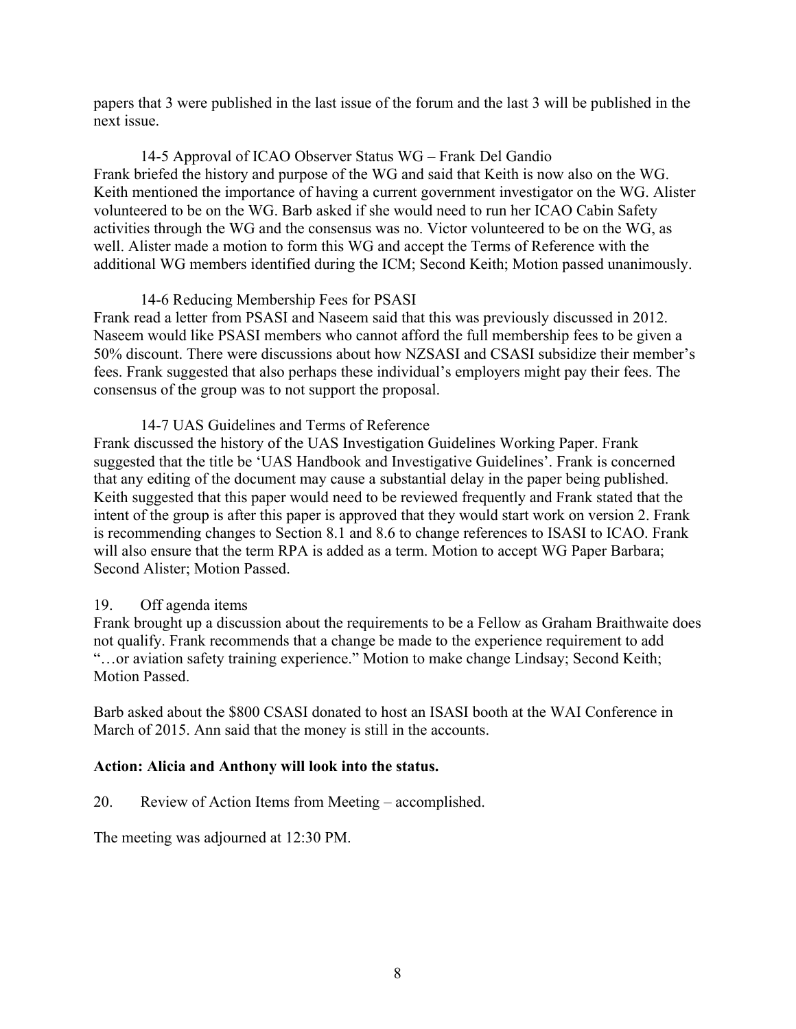papers that 3 were published in the last issue of the forum and the last 3 will be published in the next issue.

14-5 Approval of ICAO Observer Status WG – Frank Del Gandio

Frank briefed the history and purpose of the WG and said that Keith is now also on the WG. Keith mentioned the importance of having a current government investigator on the WG. Alister volunteered to be on the WG. Barb asked if she would need to run her ICAO Cabin Safety activities through the WG and the consensus was no. Victor volunteered to be on the WG, as well. Alister made a motion to form this WG and accept the Terms of Reference with the additional WG members identified during the ICM; Second Keith; Motion passed unanimously.

14-6 Reducing Membership Fees for PSASI

Frank read a letter from PSASI and Naseem said that this was previously discussed in 2012. Naseem would like PSASI members who cannot afford the full membership fees to be given a 50% discount. There were discussions about how NZSASI and CSASI subsidize their member's fees. Frank suggested that also perhaps these individual's employers might pay their fees. The consensus of the group was to not support the proposal.

14-7 UAS Guidelines and Terms of Reference

Frank discussed the history of the UAS Investigation Guidelines Working Paper. Frank suggested that the title be 'UAS Handbook and Investigative Guidelines'. Frank is concerned that any editing of the document may cause a substantial delay in the paper being published. Keith suggested that this paper would need to be reviewed frequently and Frank stated that the intent of the group is after this paper is approved that they would start work on version 2. Frank is recommending changes to Section 8.1 and 8.6 to change references to ISASI to ICAO. Frank will also ensure that the term RPA is added as a term. Motion to accept WG Paper Barbara; Second Alister; Motion Passed.

19. Off agenda items

Frank brought up a discussion about the requirements to be a Fellow as Graham Braithwaite does not qualify. Frank recommends that a change be made to the experience requirement to add "…or aviation safety training experience." Motion to make change Lindsay; Second Keith; Motion Passed.

Barb asked about the $800 CSASI donated to host an ISASI booth at the WAI Conference in March of 2015. Ann said that the money is still in the accounts.

**Action: Alicia and Anthony will look into the status.**

20. Review of Action Items from Meeting – accomplished.

The meeting was adjourned at 12:30 PM.